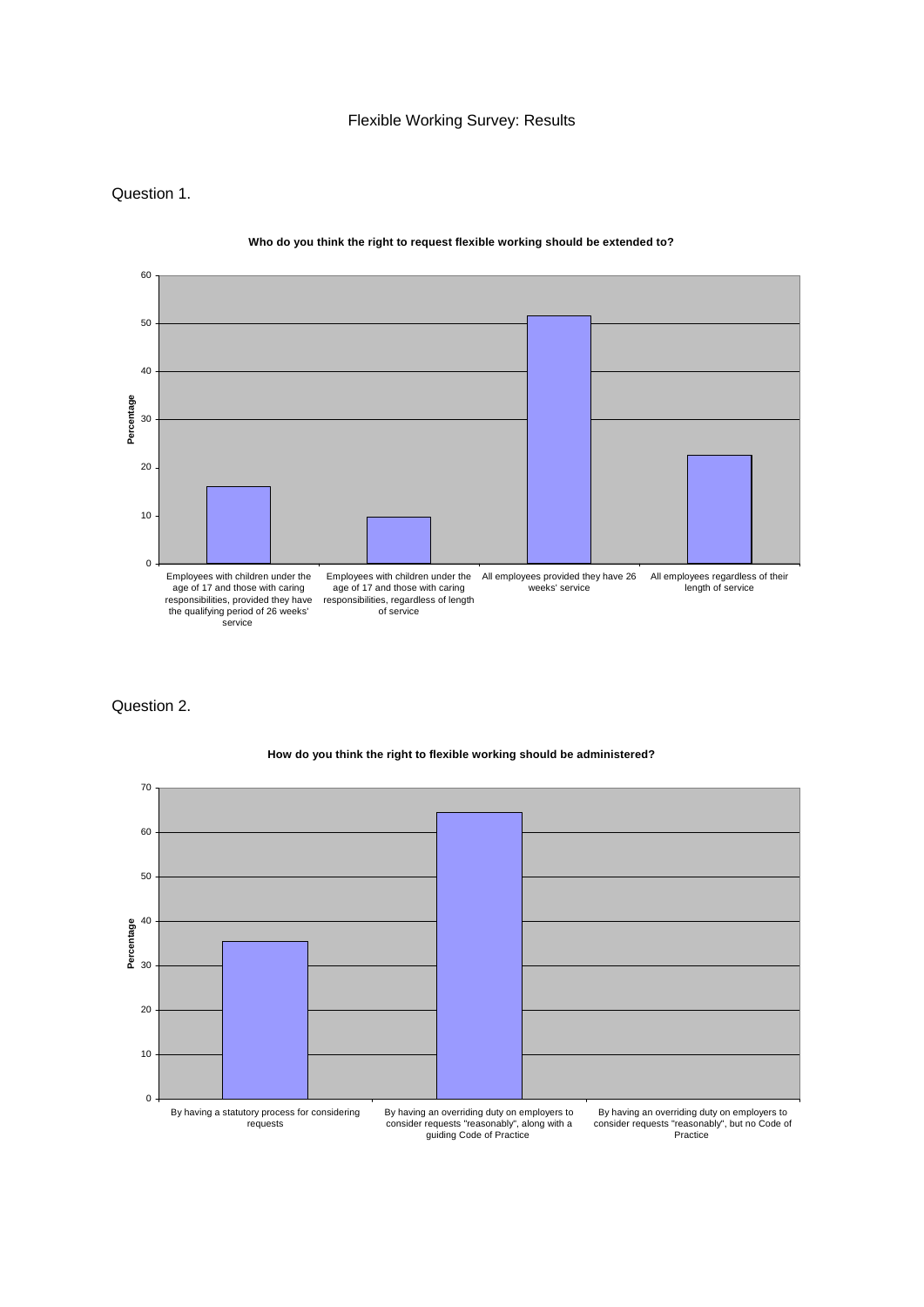# Flexible Working Survey: Results

## Question 1.

**Who do you think the right to request flexible working should be extended to?**

| Response | Percentage |
| --- | --- |
| Employees with children under the age of 17 and those with caring responsibilities, provided they have the qualifying period of 26 weeks' service | 16 |
| Employees with children under the age of 17 and those with caring responsibilities, regardless of length of service | 10 |
| All employees provided they have 26 weeks' service | 52 |
| All employees regardless of their length of service | 23 |

## Question 2.

**How do you think the right to flexible working should be administered?**

| Response | Percentage |
| --- | --- |
| By having a statutory process for considering requests | 35 |
| By having an overriding duty on employers to consider requests "reasonably", along with a guiding Code of Practice | 65 |
| By having an overriding duty on employers to consider requests "reasonably", but no Code of Practice | 0 |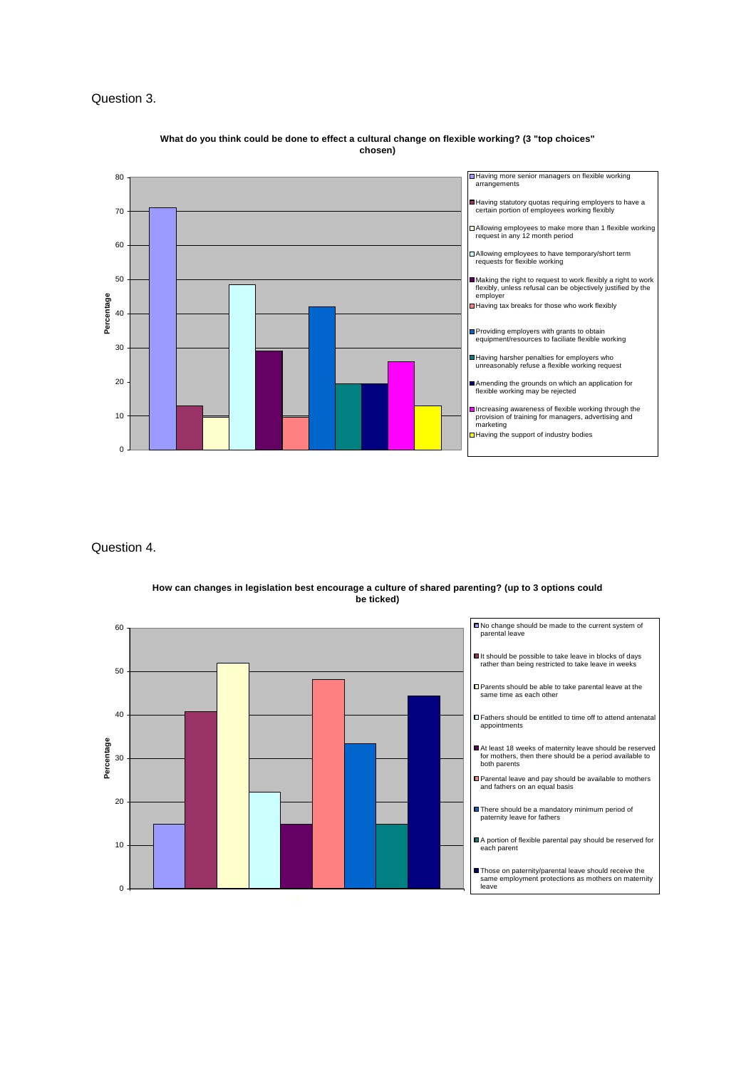Question 3.

**What do you think could be done to effect a cultural change on flexible working? (3 "top choices" chosen)**

| Option | Percentage |
| --- | --- |
| Having more senior managers on flexible working arrangements | 71 |
| Having statutory quotas requiring employers to have a certain portion of employees working flexibly | 13 |
| Allowing employees to make more than 1 flexible working request in any 12 month period | 10 |
| Allowing employees to have temporary/short term requests for flexible working | 48.5 |
| Making the right to request to work flexibly a right to work flexibly, unless refusal can be objectively justified by the employer | 29 |
| Having tax breaks for those who work flexibly | 10 |
| Providing employers with grants to obtain equipment/resources to faciliate flexible working | 42 |
| Having harsher penalties for employers who unreasonably refuse a flexible working request | 19.5 |
| Amending the grounds on which an application for flexible working may be rejected | 19.5 |
| Increasing awareness of flexible working through the provision of training for managers, advertising and marketing | 26 |
| Having the support of industry bodies | 13 |

Question 4.

**How can changes in legislation best encourage a culture of shared parenting? (up to 3 options could be ticked)**

| Option | Percentage |
| --- | --- |
| No change should be made to the current system of parental leave | 15 |
| It should be possible to take leave in blocks of days rather than being restricted to take leave in weeks | 41 |
| Parents should be able to take parental leave at the same time as each other | 52 |
| Fathers should be entitled to time off to attend antenatal appointments | 22 |
| At least 18 weeks of maternity leave should be reserved for mothers, then there should be a period available to both parents | 15 |
| Parental leave and pay should be available to mothers and fathers on an equal basis | 48 |
| There should be a mandatory minimum period of paternity leave for fathers | 33.5 |
| A portion of flexible parental pay should be reserved for each parent | 15 |
| Those on paternity/parental leave should receive the same employment protections as mothers on maternity leave | 44.5 |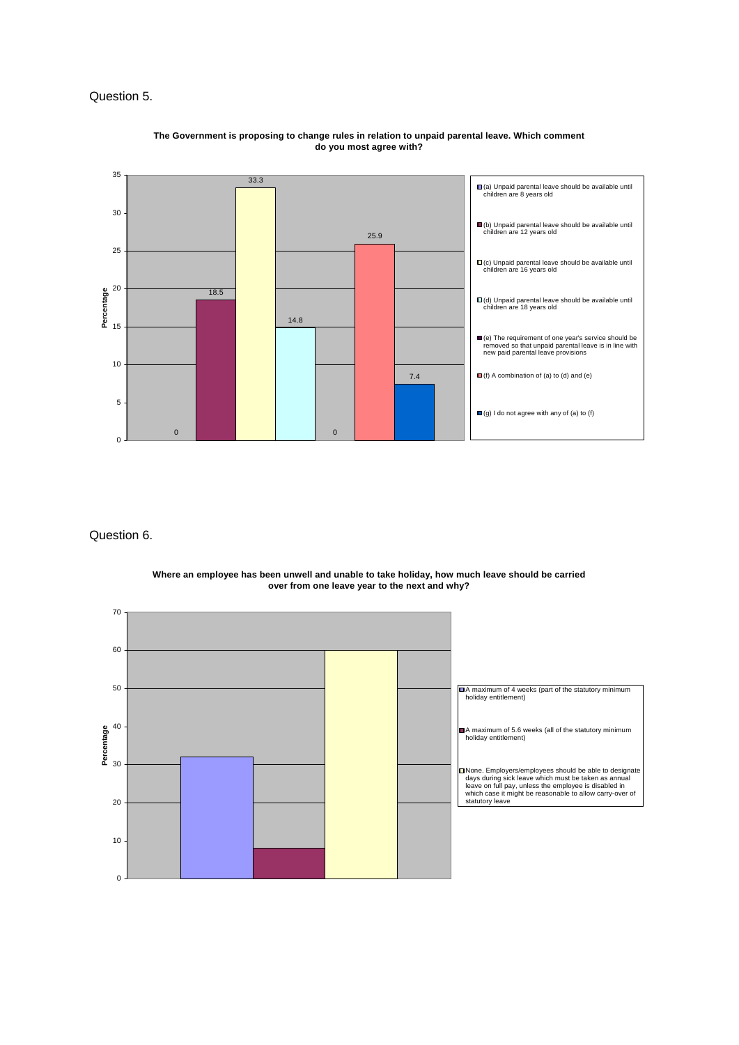Question 5.

**The Government is proposing to change rules in relation to unpaid parental leave. Which comment do you most agree with?**

| Option | Percentage |
| --- | --- |
| (a) Unpaid parental leave should be available until children are 8 years old | 0 |
| (b) Unpaid parental leave should be available until children are 12 years old | 18.5 |
| (c) Unpaid parental leave should be available until children are 16 years old | 33.3 |
| (d) Unpaid parental leave should be available until children are 18 years old | 14.8 |
| (e) The requirement of one year's service should be removed so that unpaid parental leave is in line with new paid parental leave provisions | 0 |
| (f) A combination of (a) to (d) and (e) | 25.9 |
| (g) I do not agree with any of (a) to (f) | 7.4 |

Question 6.

**Where an employee has been unwell and unable to take holiday, how much leave should be carried over from one leave year to the next and why?**

| Option | Percentage |
| --- | --- |
| A maximum of 4 weeks (part of the statutory minimum holiday entitlement) | 32 |
| A maximum of 5.6 weeks (all of the statutory minimum holiday entitlement) | 8 |
| None. Employers/employees should be able to designate days during sick leave which must be taken as annual leave on full pay, unless the employee is disabled in which case it might be reasonable to allow carry-over of statutory leave | 60 |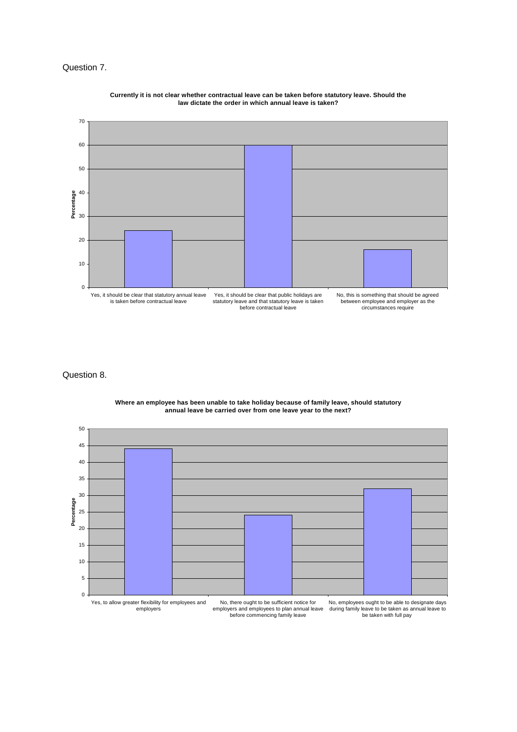Question 7.

**Currently it is not clear whether contractual leave can be taken before statutory leave. Should the law dictate the order in which annual leave is taken?**

| Response | Percentage |
| --- | --- |
| Yes, it should be clear that statutory annual leave is taken before contractual leave | 24 |
| Yes, it should be clear that public holidays are statutory leave and that statutory leave is taken before contractual leave | 60 |
| No, this is something that should be agreed between employee and employer as the circumstances require | 16 |

Question 8.

**Where an employee has been unable to take holiday because of family leave, should statutory annual leave be carried over from one leave year to the next?**

| Response | Percentage |
| --- | --- |
| Yes, to allow greater flexibility for employees and employers | 44 |
| No, there ought to be sufficient notice for employers and employees to plan annual leave before commencing family leave | 24 |
| No, employees ought to be able to designate days during family leave to be taken as annual leave to be taken with full pay | 32 |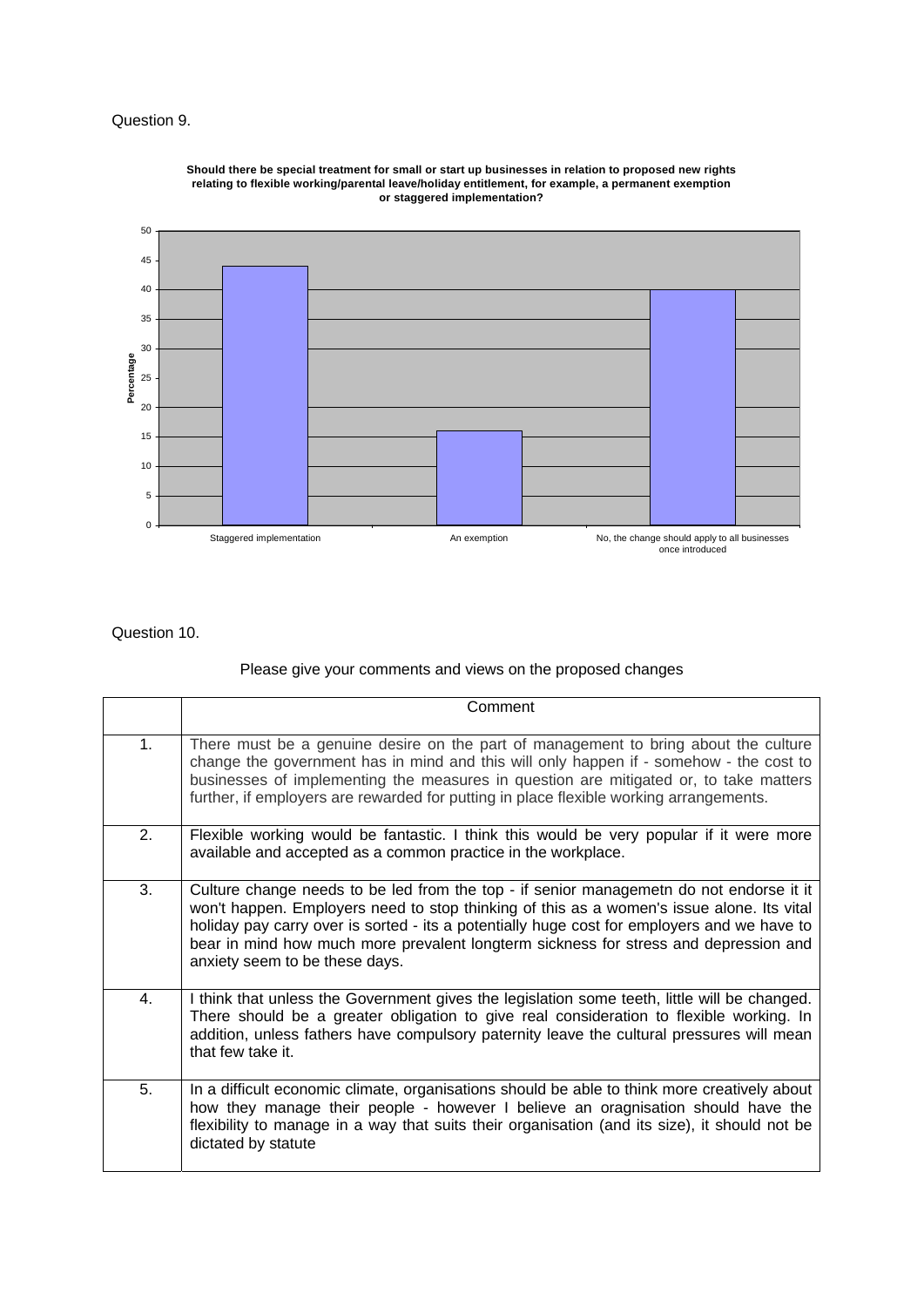Question 9.

**Should there be special treatment for small or start up businesses in relation to proposed new rights relating to flexible working/parental leave/holiday entitlement, for example, a permanent exemption or staggered implementation?**

| Response | Percentage |
|---|---|
| Staggered implementation | 44 |
| An exemption | 16 |
| No, the change should apply to all businesses once introduced | 40 |

Question 10.

Please give your comments and views on the proposed changes

| | Comment |
|---|---|
| 1. | There must be a genuine desire on the part of management to bring about the culture change the government has in mind and this will only happen if - somehow - the cost to businesses of implementing the measures in question are mitigated or, to take matters further, if employers are rewarded for putting in place flexible working arrangements. |
| 2. | Flexible working would be fantastic. I think this would be very popular if it were more available and accepted as a common practice in the workplace. |
| 3. | Culture change needs to be led from the top - if senior managemetn do not endorse it it won't happen. Employers need to stop thinking of this as a women's issue alone. Its vital holiday pay carry over is sorted - its a potentially huge cost for employers and we have to bear in mind how much more prevalent longterm sickness for stress and depression and anxiety seem to be these days. |
| 4. | I think that unless the Government gives the legislation some teeth, little will be changed. There should be a greater obligation to give real consideration to flexible working. In addition, unless fathers have compulsory paternity leave the cultural pressures will mean that few take it. |
| 5. | In a difficult economic climate, organisations should be able to think more creatively about how they manage their people - however I believe an oragnisation should have the flexibility to manage in a way that suits their organisation (and its size), it should not be dictated by statute |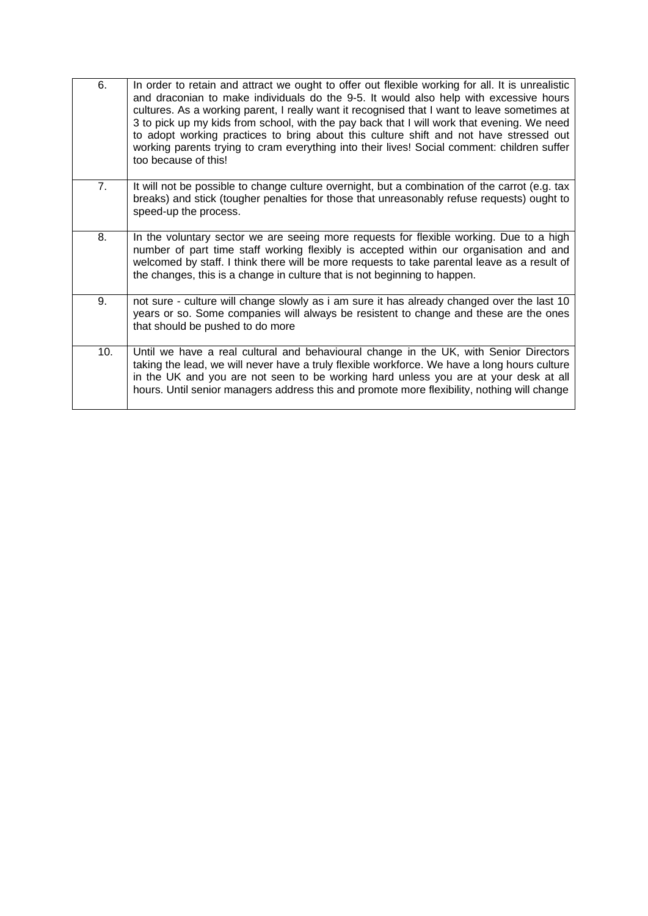| | |
|---|---|
| 6. | In order to retain and attract we ought to offer out flexible working for all. It is unrealistic and draconian to make individuals do the 9-5. It would also help with excessive hours cultures. As a working parent, I really want it recognised that I want to leave sometimes at 3 to pick up my kids from school, with the pay back that I will work that evening. We need to adopt working practices to bring about this culture shift and not have stressed out working parents trying to cram everything into their lives! Social comment: children suffer too because of this! |
| 7. | It will not be possible to change culture overnight, but a combination of the carrot (e.g. tax breaks) and stick (tougher penalties for those that unreasonably refuse requests) ought to speed-up the process. |
| 8. | In the voluntary sector we are seeing more requests for flexible working. Due to a high number of part time staff working flexibly is accepted within our organisation and and welcomed by staff. I think there will be more requests to take parental leave as a result of the changes, this is a change in culture that is not beginning to happen. |
| 9. | not sure - culture will change slowly as i am sure it has already changed over the last 10 years or so. Some companies will always be resistent to change and these are the ones that should be pushed to do more |
| 10. | Until we have a real cultural and behavioural change in the UK, with Senior Directors taking the lead, we will never have a truly flexible workforce. We have a long hours culture in the UK and you are not seen to be working hard unless you are at your desk at all hours. Until senior managers address this and promote more flexibility, nothing will change |